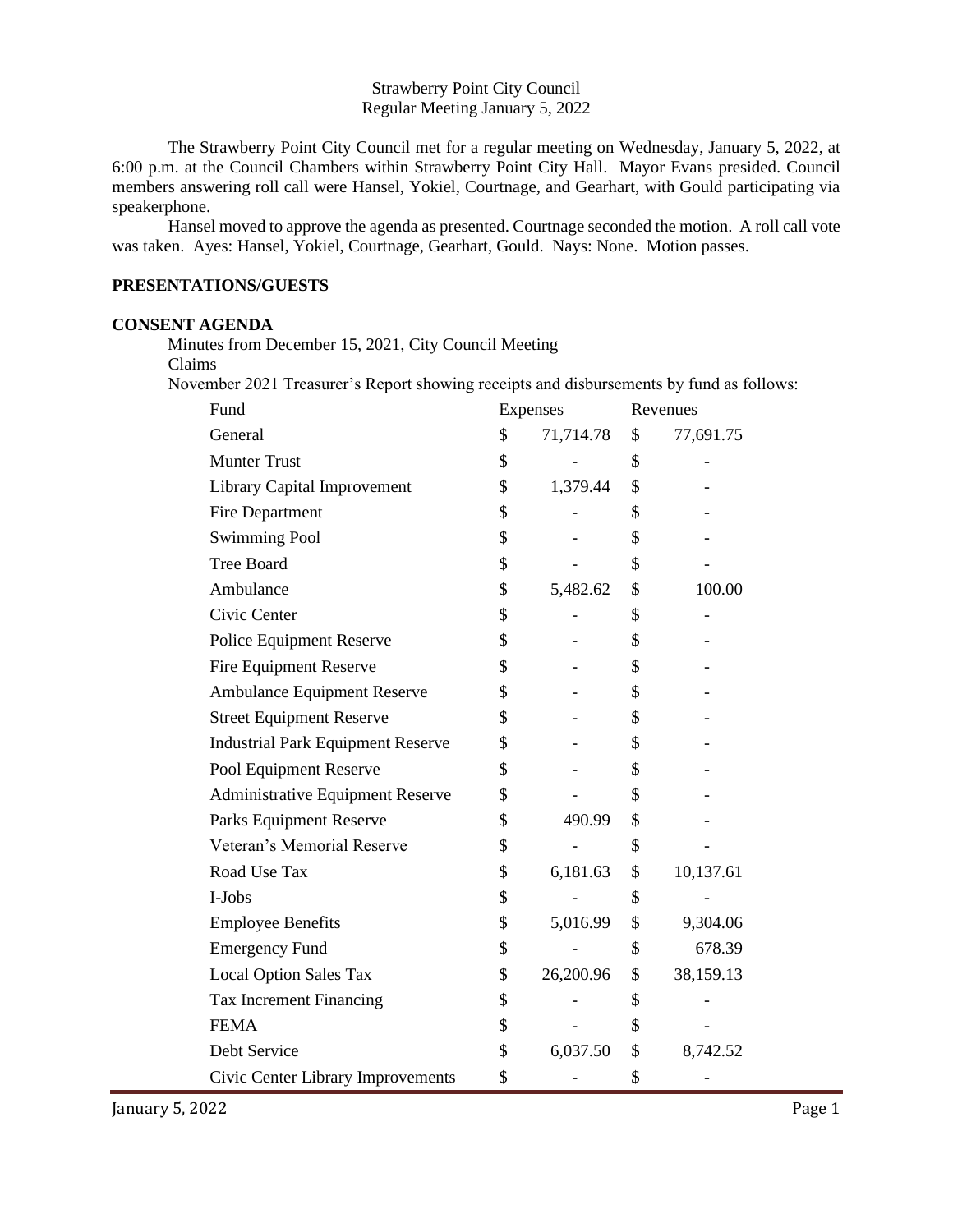Strawberry Point City Council
Regular Meeting January 5, 2022

The Strawberry Point City Council met for a regular meeting on Wednesday, January 5, 2022, at 6:00 p.m. at the Council Chambers within Strawberry Point City Hall. Mayor Evans presided. Council members answering roll call were Hansel, Yokiel, Courtnage, and Gearhart, with Gould participating via speakerphone.

Hansel moved to approve the agenda as presented. Courtnage seconded the motion. A roll call vote was taken. Ayes: Hansel, Yokiel, Courtnage, Gearhart, Gould. Nays: None. Motion passes.

**PRESENTATIONS/GUESTS**

**CONSENT AGENDA**

Minutes from December 15, 2021, City Council Meeting

Claims

November 2021 Treasurer's Report showing receipts and disbursements by fund as follows:

| Fund | Expenses | Revenues |
|---|---|---|
| General | $ 71,714.78 | $ 77,691.75 |
| Munter Trust | $ - | $ - |
| Library Capital Improvement | $ 1,379.44 | $ - |
| Fire Department | $ - | $ - |
| Swimming Pool | $ - | $ - |
| Tree Board | $ - | $ - |
| Ambulance | $ 5,482.62 | $ 100.00 |
| Civic Center | $ - | $ - |
| Police Equipment Reserve | $ - | $ - |
| Fire Equipment Reserve | $ - | $ - |
| Ambulance Equipment Reserve | $ - | $ - |
| Street Equipment Reserve | $ - | $ - |
| Industrial Park Equipment Reserve | $ - | $ - |
| Pool Equipment Reserve | $ - | $ - |
| Administrative Equipment Reserve | $ - | $ - |
| Parks Equipment Reserve | $ 490.99 | $ - |
| Veteran's Memorial Reserve | $ - | $ - |
| Road Use Tax | $ 6,181.63 | $ 10,137.61 |
| I-Jobs | $ - | $ - |
| Employee Benefits | $ 5,016.99 | $ 9,304.06 |
| Emergency Fund | $ - | $ 678.39 |
| Local Option Sales Tax | $ 26,200.96 | $ 38,159.13 |
| Tax Increment Financing | $ - | $ - |
| FEMA | $ - | $ - |
| Debt Service | $ 6,037.50 | $ 8,742.52 |
| Civic Center Library Improvements | $ - | $ - |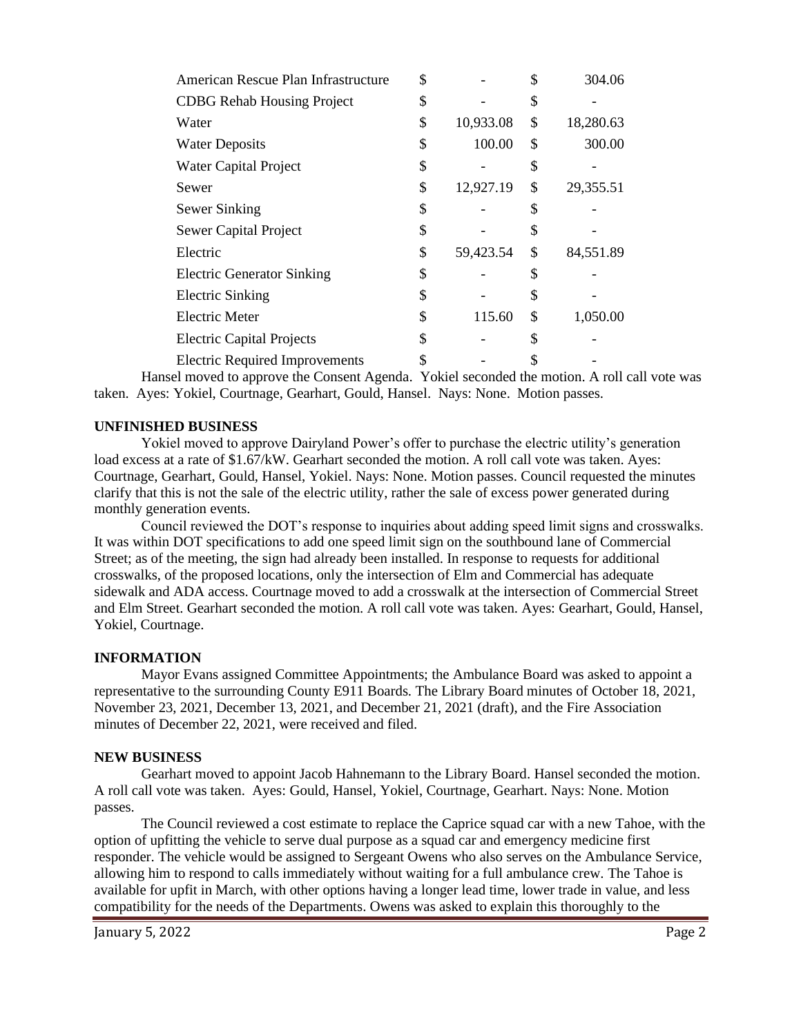| | | |
|---|---|---|
| American Rescue Plan Infrastructure | $ - | $ 304.06 |
| CDBG Rehab Housing Project | $ - | $ - |
| Water | $ 10,933.08 | $ 18,280.63 |
| Water Deposits | $ 100.00 | $ 300.00 |
| Water Capital Project | $ - | $ - |
| Sewer | $ 12,927.19 | $ 29,355.51 |
| Sewer Sinking | $ - | $ - |
| Sewer Capital Project | $ - | $ - |
| Electric | $ 59,423.54 | $ 84,551.89 |
| Electric Generator Sinking | $ - | $ - |
| Electric Sinking | $ - | $ - |
| Electric Meter | $ 115.60 | $ 1,050.00 |
| Electric Capital Projects | $ - | $ - |
| Electric Required Improvements | $ - | $ - |

Hansel moved to approve the Consent Agenda. Yokiel seconded the motion. A roll call vote was taken. Ayes: Yokiel, Courtnage, Gearhart, Gould, Hansel. Nays: None. Motion passes.

**UNFINISHED BUSINESS**

Yokiel moved to approve Dairyland Power's offer to purchase the electric utility's generation load excess at a rate of $1.67/kW. Gearhart seconded the motion. A roll call vote was taken. Ayes: Courtnage, Gearhart, Gould, Hansel, Yokiel. Nays: None. Motion passes. Council requested the minutes clarify that this is not the sale of the electric utility, rather the sale of excess power generated during monthly generation events.

Council reviewed the DOT's response to inquiries about adding speed limit signs and crosswalks. It was within DOT specifications to add one speed limit sign on the southbound lane of Commercial Street; as of the meeting, the sign had already been installed. In response to requests for additional crosswalks, of the proposed locations, only the intersection of Elm and Commercial has adequate sidewalk and ADA access. Courtnage moved to add a crosswalk at the intersection of Commercial Street and Elm Street. Gearhart seconded the motion. A roll call vote was taken. Ayes: Gearhart, Gould, Hansel, Yokiel, Courtnage.

**INFORMATION**

Mayor Evans assigned Committee Appointments; the Ambulance Board was asked to appoint a representative to the surrounding County E911 Boards. The Library Board minutes of October 18, 2021, November 23, 2021, December 13, 2021, and December 21, 2021 (draft), and the Fire Association minutes of December 22, 2021, were received and filed.

**NEW BUSINESS**

Gearhart moved to appoint Jacob Hahnemann to the Library Board. Hansel seconded the motion. A roll call vote was taken. Ayes: Gould, Hansel, Yokiel, Courtnage, Gearhart. Nays: None. Motion passes.

The Council reviewed a cost estimate to replace the Caprice squad car with a new Tahoe, with the option of upfitting the vehicle to serve dual purpose as a squad car and emergency medicine first responder. The vehicle would be assigned to Sergeant Owens who also serves on the Ambulance Service, allowing him to respond to calls immediately without waiting for a full ambulance crew. The Tahoe is available for upfit in March, with other options having a longer lead time, lower trade in value, and less compatibility for the needs of the Departments. Owens was asked to explain this thoroughly to the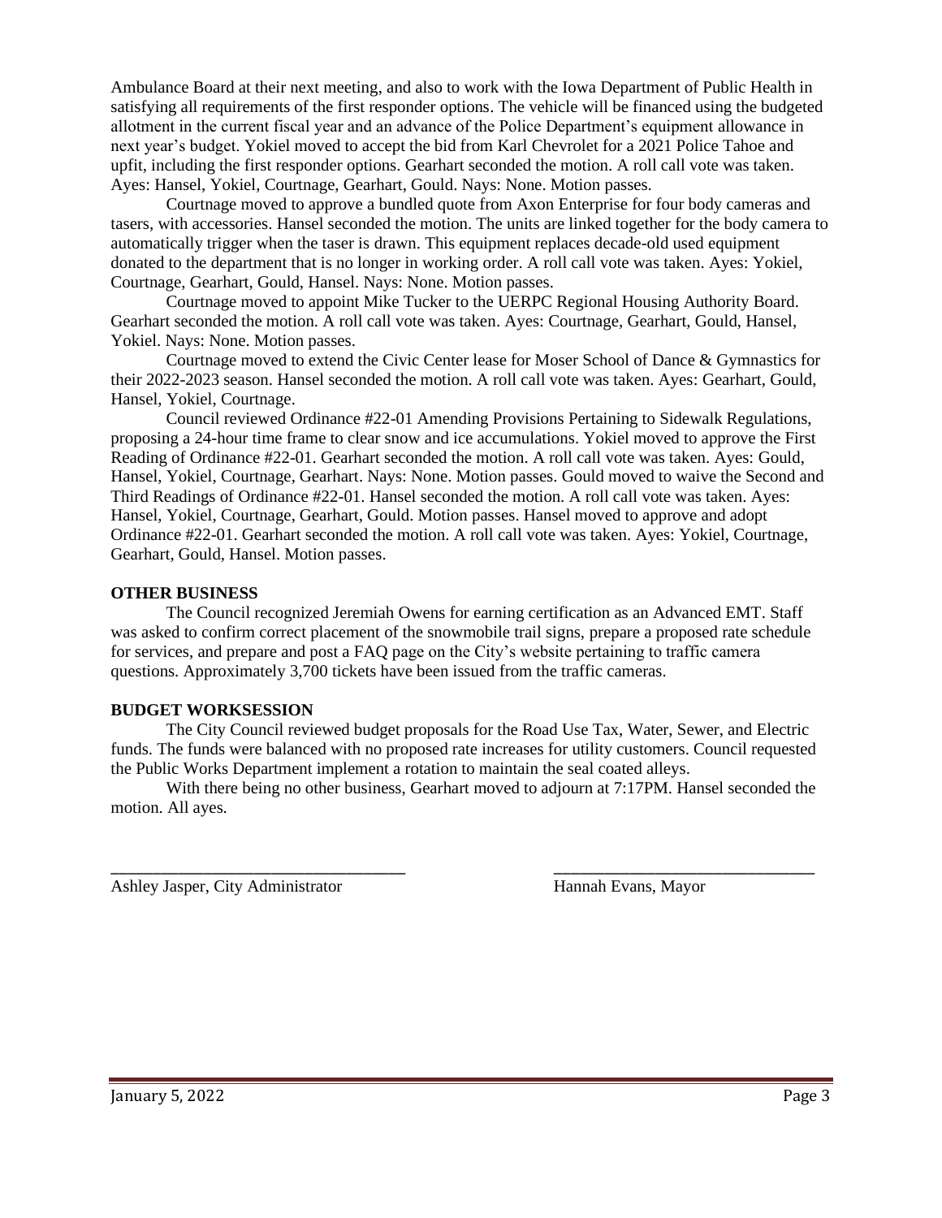Ambulance Board at their next meeting, and also to work with the Iowa Department of Public Health in satisfying all requirements of the first responder options. The vehicle will be financed using the budgeted allotment in the current fiscal year and an advance of the Police Department's equipment allowance in next year's budget. Yokiel moved to accept the bid from Karl Chevrolet for a 2021 Police Tahoe and upfit, including the first responder options. Gearhart seconded the motion. A roll call vote was taken. Ayes: Hansel, Yokiel, Courtnage, Gearhart, Gould. Nays: None. Motion passes.

Courtnage moved to approve a bundled quote from Axon Enterprise for four body cameras and tasers, with accessories. Hansel seconded the motion. The units are linked together for the body camera to automatically trigger when the taser is drawn. This equipment replaces decade-old used equipment donated to the department that is no longer in working order. A roll call vote was taken. Ayes: Yokiel, Courtnage, Gearhart, Gould, Hansel. Nays: None. Motion passes.

Courtnage moved to appoint Mike Tucker to the UERPC Regional Housing Authority Board. Gearhart seconded the motion. A roll call vote was taken. Ayes: Courtnage, Gearhart, Gould, Hansel, Yokiel. Nays: None. Motion passes.

Courtnage moved to extend the Civic Center lease for Moser School of Dance & Gymnastics for their 2022-2023 season. Hansel seconded the motion. A roll call vote was taken. Ayes: Gearhart, Gould, Hansel, Yokiel, Courtnage.

Council reviewed Ordinance #22-01 Amending Provisions Pertaining to Sidewalk Regulations, proposing a 24-hour time frame to clear snow and ice accumulations. Yokiel moved to approve the First Reading of Ordinance #22-01. Gearhart seconded the motion. A roll call vote was taken. Ayes: Gould, Hansel, Yokiel, Courtnage, Gearhart. Nays: None. Motion passes. Gould moved to waive the Second and Third Readings of Ordinance #22-01. Hansel seconded the motion. A roll call vote was taken. Ayes: Hansel, Yokiel, Courtnage, Gearhart, Gould. Motion passes. Hansel moved to approve and adopt Ordinance #22-01. Gearhart seconded the motion. A roll call vote was taken. Ayes: Yokiel, Courtnage, Gearhart, Gould, Hansel. Motion passes.

**OTHER BUSINESS**

The Council recognized Jeremiah Owens for earning certification as an Advanced EMT. Staff was asked to confirm correct placement of the snowmobile trail signs, prepare a proposed rate schedule for services, and prepare and post a FAQ page on the City's website pertaining to traffic camera questions. Approximately 3,700 tickets have been issued from the traffic cameras.

**BUDGET WORKSESSION**

The City Council reviewed budget proposals for the Road Use Tax, Water, Sewer, and Electric funds. The funds were balanced with no proposed rate increases for utility customers. Council requested the Public Works Department implement a rotation to maintain the seal coated alleys.

With there being no other business, Gearhart moved to adjourn at 7:17PM. Hansel seconded the motion. All ayes.

\_\_\_\_\_\_\_\_\_\_\_\_\_\_\_\_\_\_\_\_\_\_\_\_\_\_\_\_\_\_\_\_\_\_\_ 
Ashley Jasper, City Administrator

\_\_\_\_\_\_\_\_\_\_\_\_\_\_\_\_\_\_\_\_\_\_\_\_\_\_\_\_\_\_\_\_\_\_\_ 
Hannah Evans, Mayor